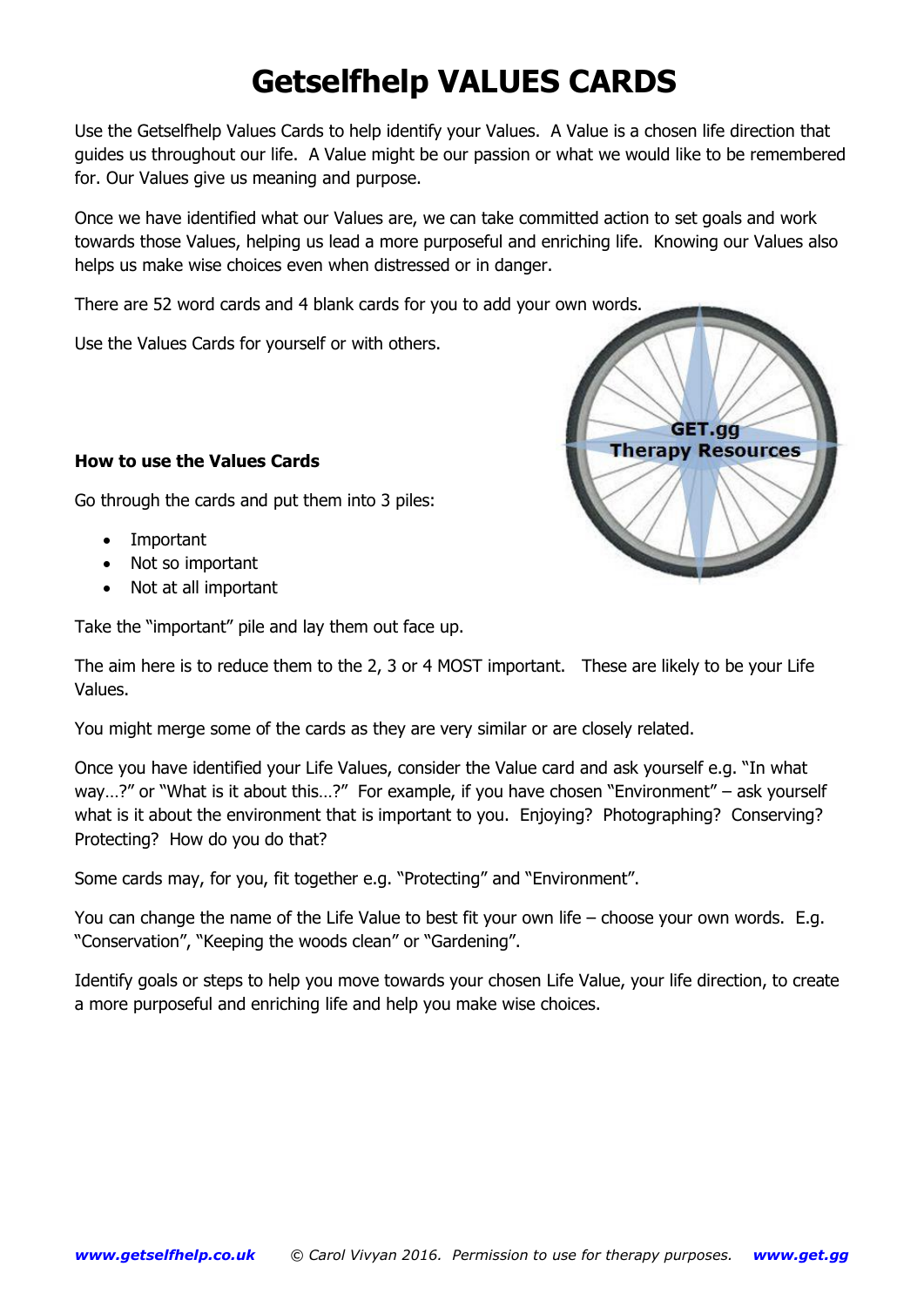# Getselfhelp VALUES CARDS

Use the Getselfhelp Values Cards to help identify your Values. A Value is a chosen life direction that guides us throughout our life. A Value might be our passion or what we would like to be remembered for. Our Values give us meaning and purpose.

Once we have identified what our Values are, we can take committed action to set goals and work towards those Values, helping us lead a more purposeful and enriching life. Knowing our Values also helps us make wise choices even when distressed or in danger.

There are 52 word cards and 4 blank cards for you to add your own words.

Use the Values Cards for yourself or with others.

GET.gg
Therapy Resources

**How to use the Values Cards**

Go through the cards and put them into 3 piles:

- Important
- Not so important
- Not at all important

Take the "important" pile and lay them out face up.

The aim here is to reduce them to the 2, 3 or 4 MOST important. These are likely to be your Life Values.

You might merge some of the cards as they are very similar or are closely related.

Once you have identified your Life Values, consider the Value card and ask yourself e.g. "In what way…?" or "What is it about this…?" For example, if you have chosen "Environment" – ask yourself what is it about the environment that is important to you. Enjoying? Photographing? Conserving? Protecting? How do you do that?

Some cards may, for you, fit together e.g. "Protecting" and "Environment".

You can change the name of the Life Value to best fit your own life – choose your own words. E.g. "Conservation", "Keeping the woods clean" or "Gardening".

Identify goals or steps to help you move towards your chosen Life Value, your life direction, to create a more purposeful and enriching life and help you make wise choices.

***www.getselfhelp.co.uk*** *© Carol Vivyan 2016. Permission to use for therapy purposes.* ***www.get.gg***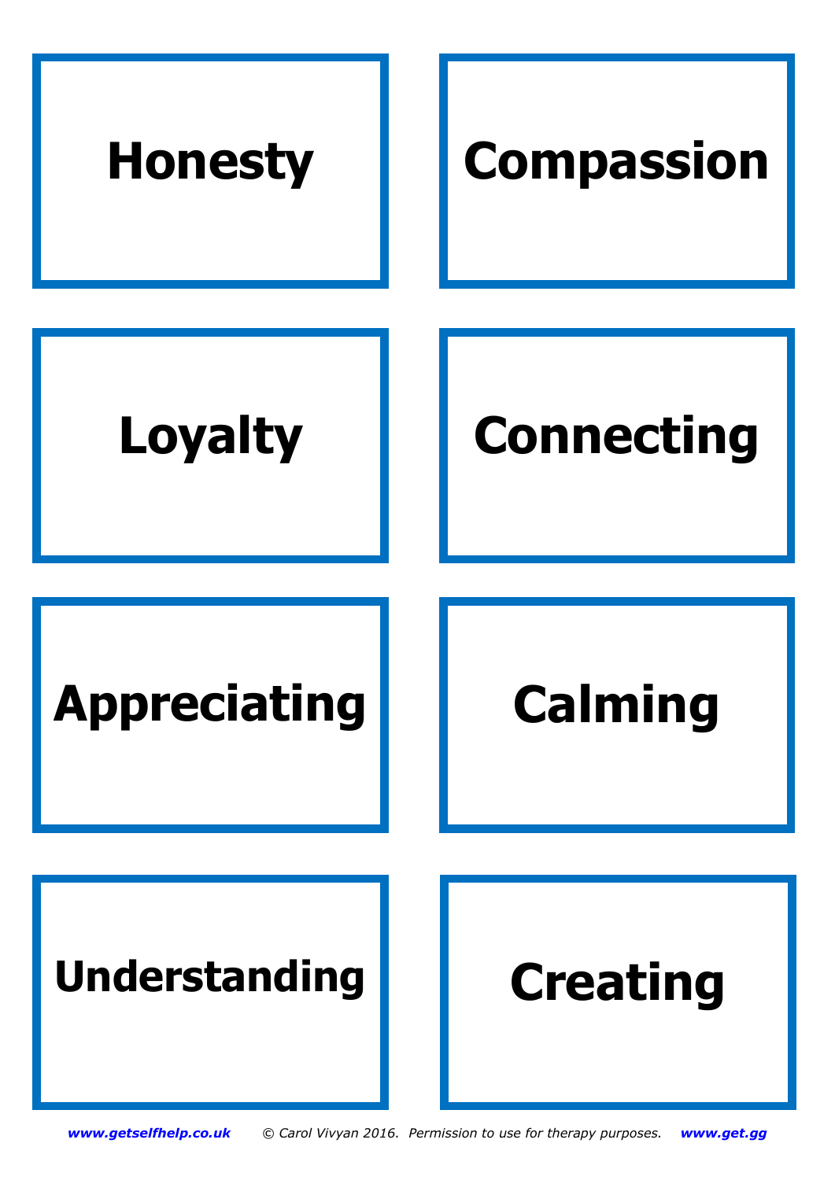**Honesty**

**Compassion**

**Loyalty**

**Connecting**

**Appreciating**

**Calming**

**Understanding**

**Creating**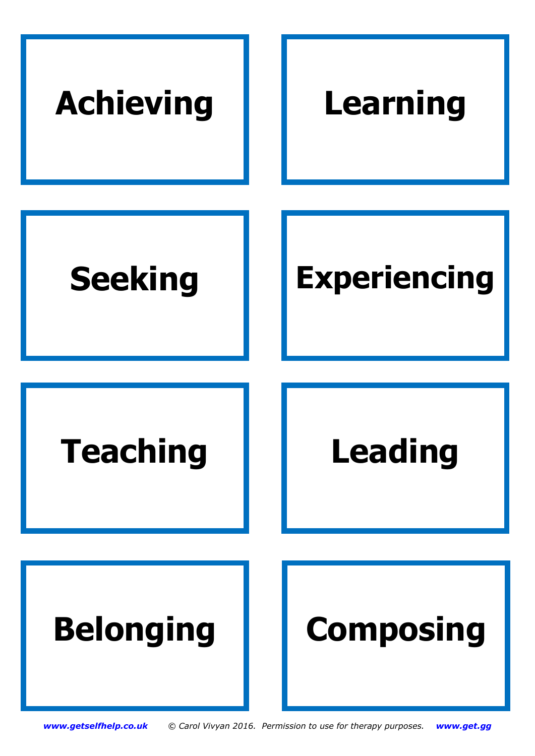**Achieving**

**Learning**

**Seeking**

**Experiencing**

**Teaching**

**Leading**

**Belonging**

**Composing**

*www.getselfhelp.co.uk* *© Carol Vivyan 2016. Permission to use for therapy purposes.* *www.get.gg*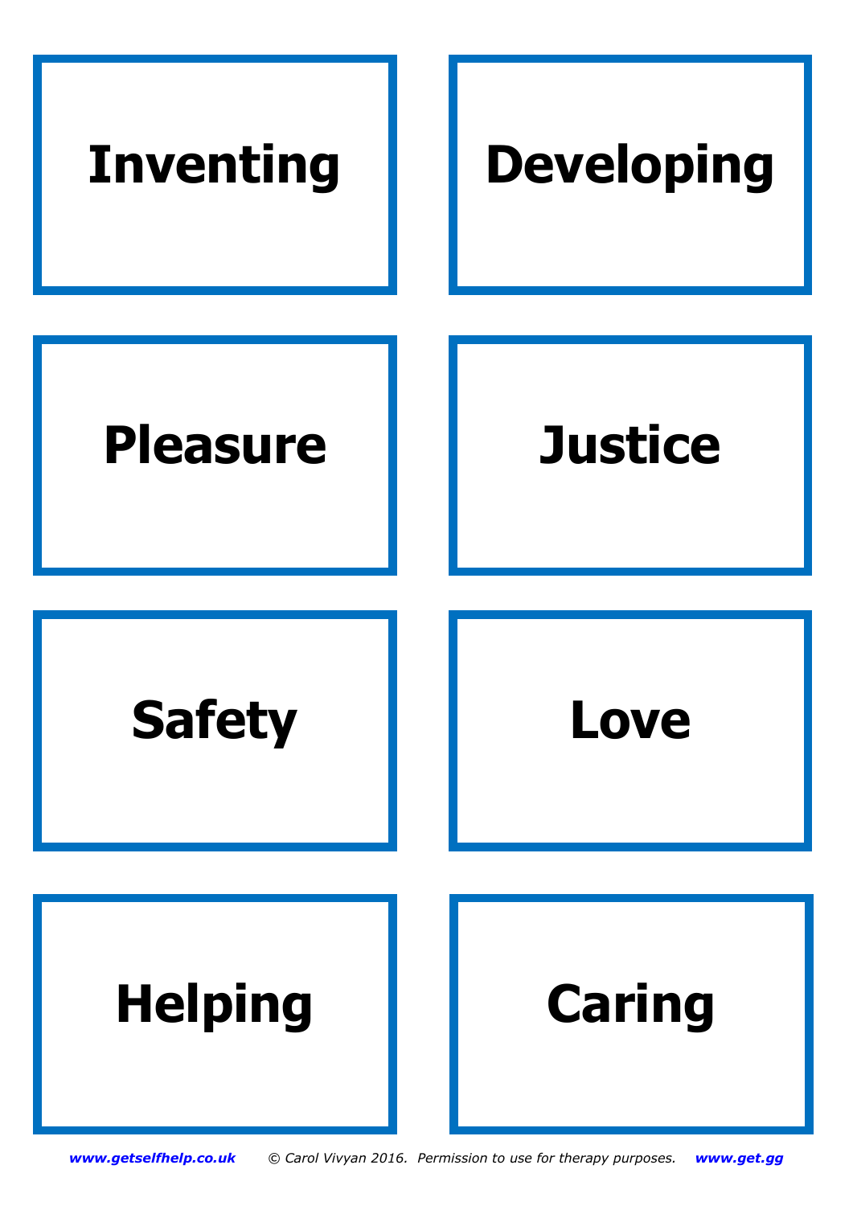**Inventing**

**Developing**

**Pleasure**

**Justice**

**Safety**

**Love**

**Helping**

**Caring**

*www.getselfhelp.co.uk* *© Carol Vivyan 2016. Permission to use for therapy purposes.* *www.get.gg*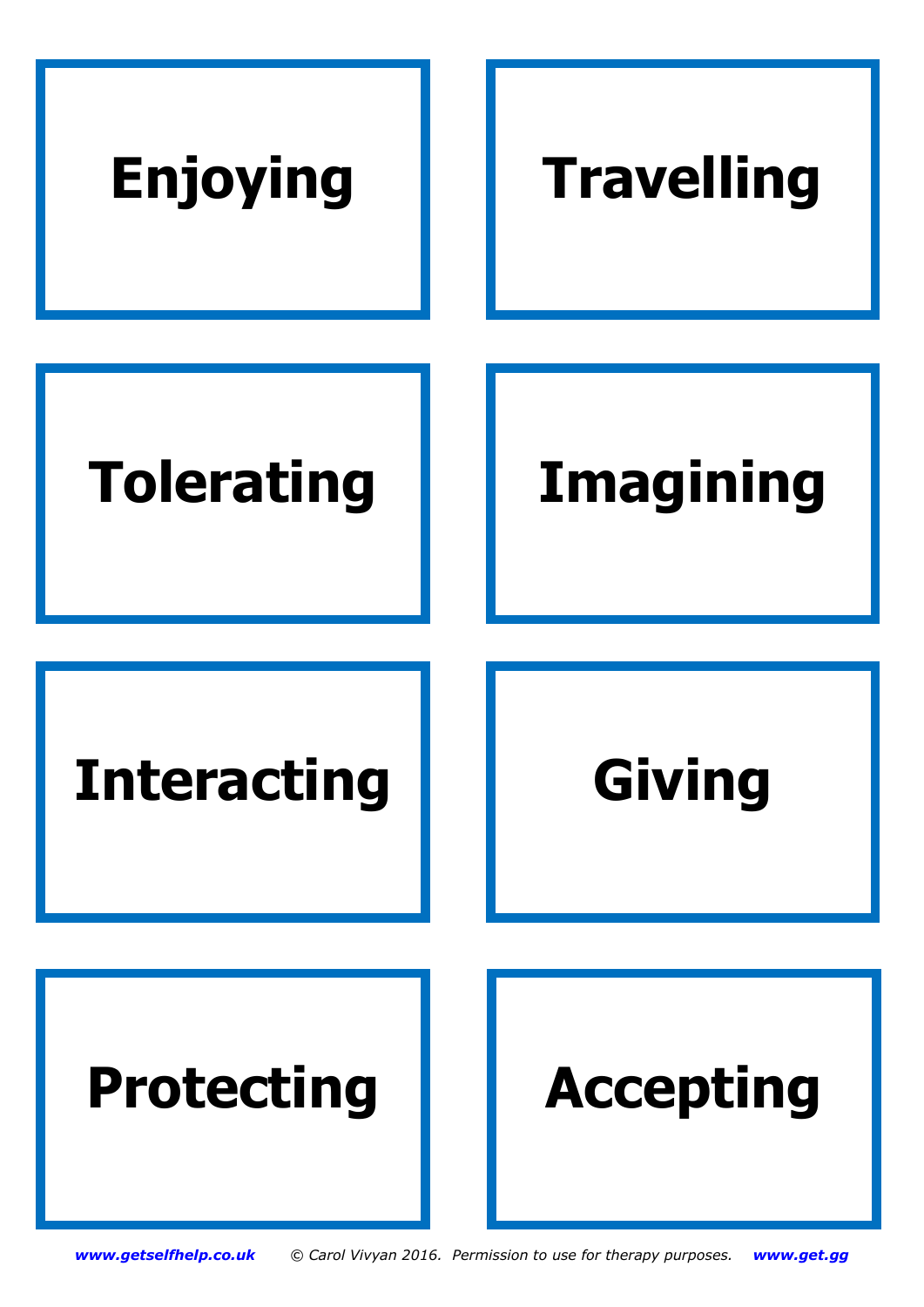**Enjoying**

**Travelling**

**Tolerating**

**Imagining**

**Interacting**

**Giving**

**Protecting**

**Accepting**

*www.getselfhelp.co.uk* *© Carol Vivyan 2016. Permission to use for therapy purposes.* *www.get.gg*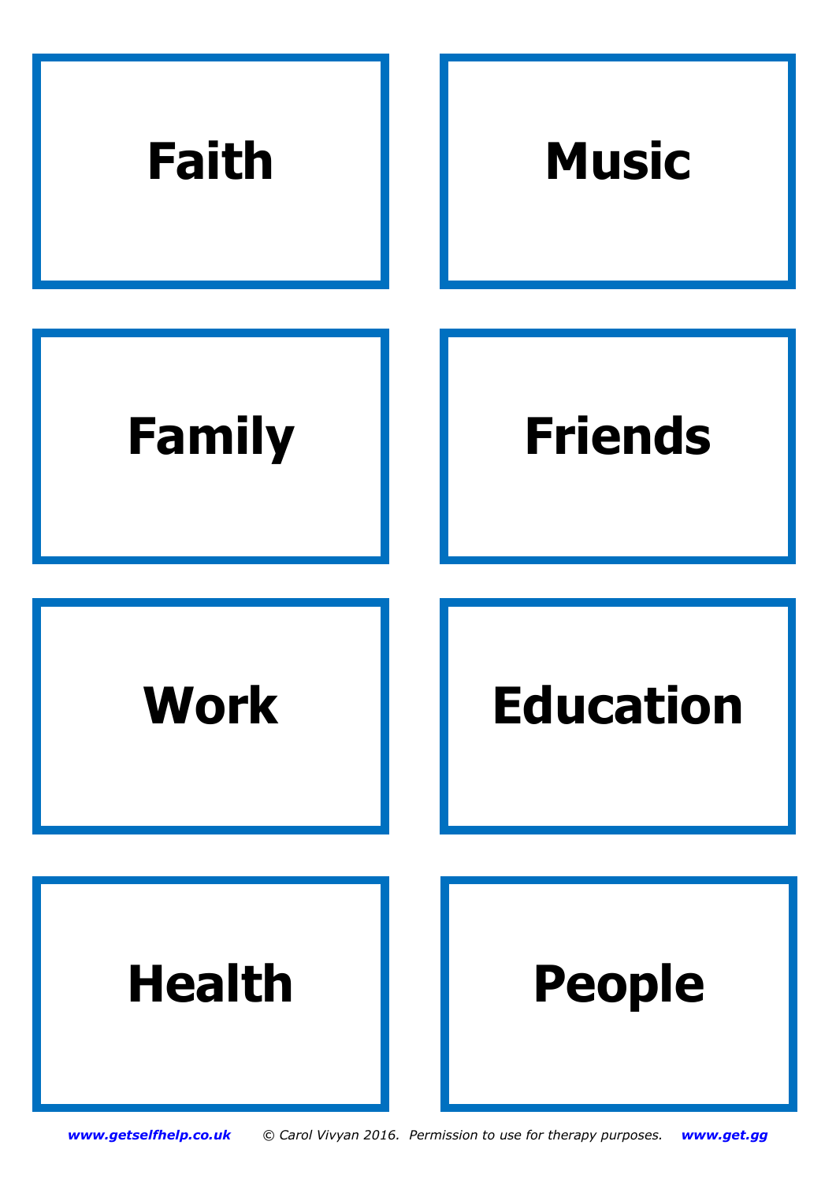| | |
|---|---|
| **Faith** | **Music** |
| **Family** | **Friends** |
| **Work** | **Education** |
| **Health** | **People** |

*www.getselfhelp.co.uk* *© Carol Vivyan 2016. Permission to use for therapy purposes.* *www.get.gg*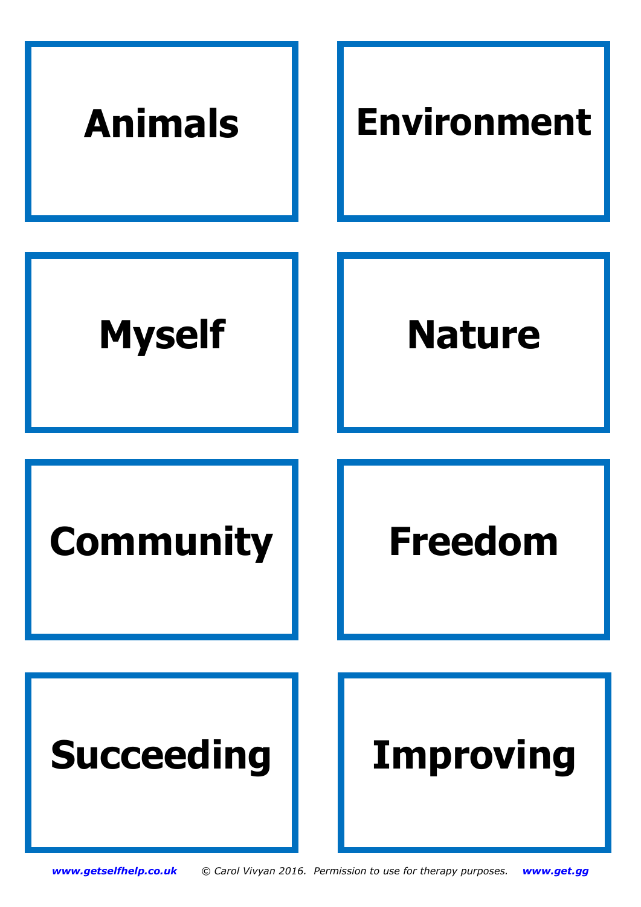**Animals**

**Environment**

**Myself**

**Nature**

**Community**

**Freedom**

**Succeeding**

**Improving**

*www.getselfhelp.co.uk* *© Carol Vivyan 2016. Permission to use for therapy purposes.* *www.get.gg*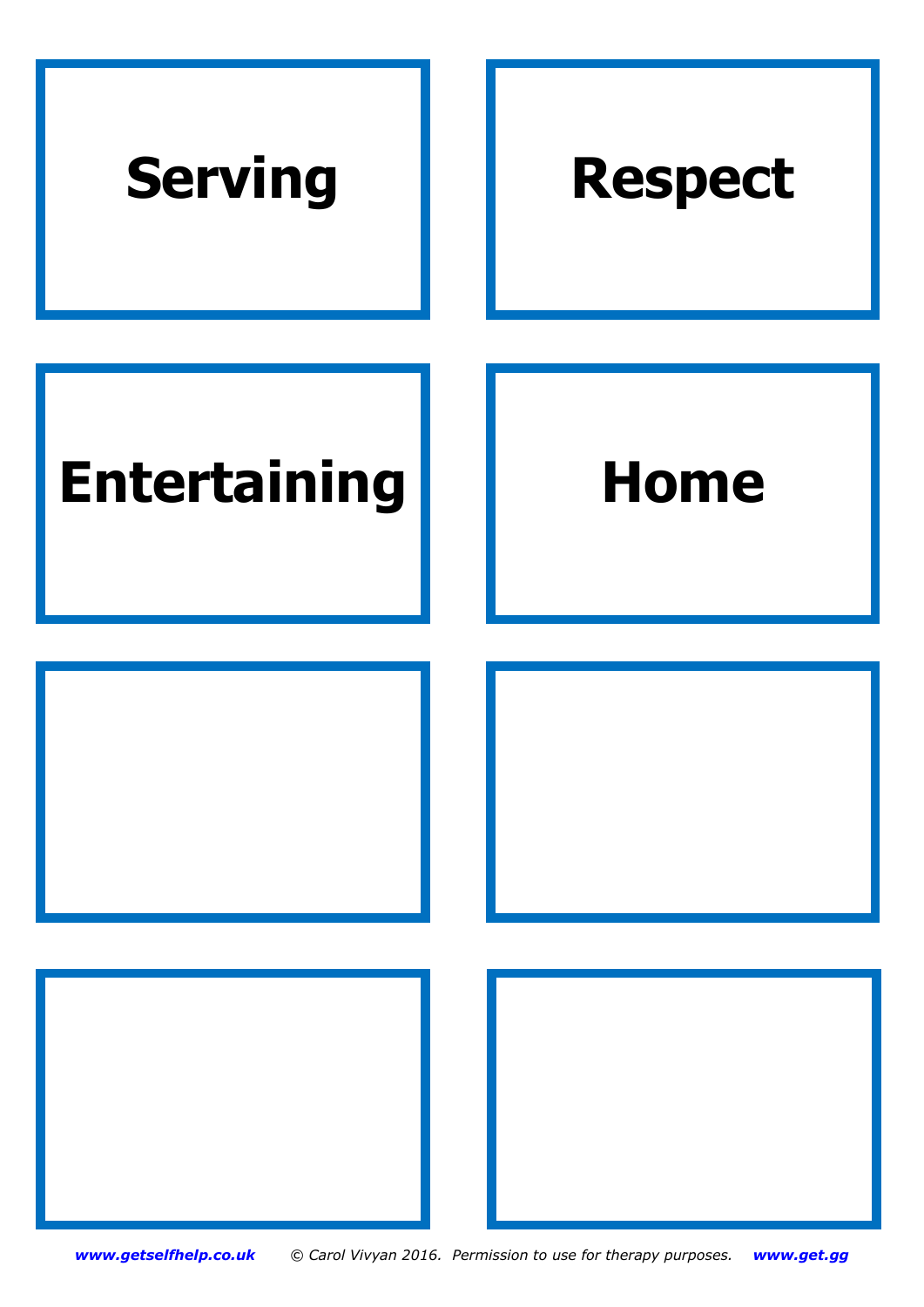**Serving**

**Respect**

**Entertaining**

**Home**